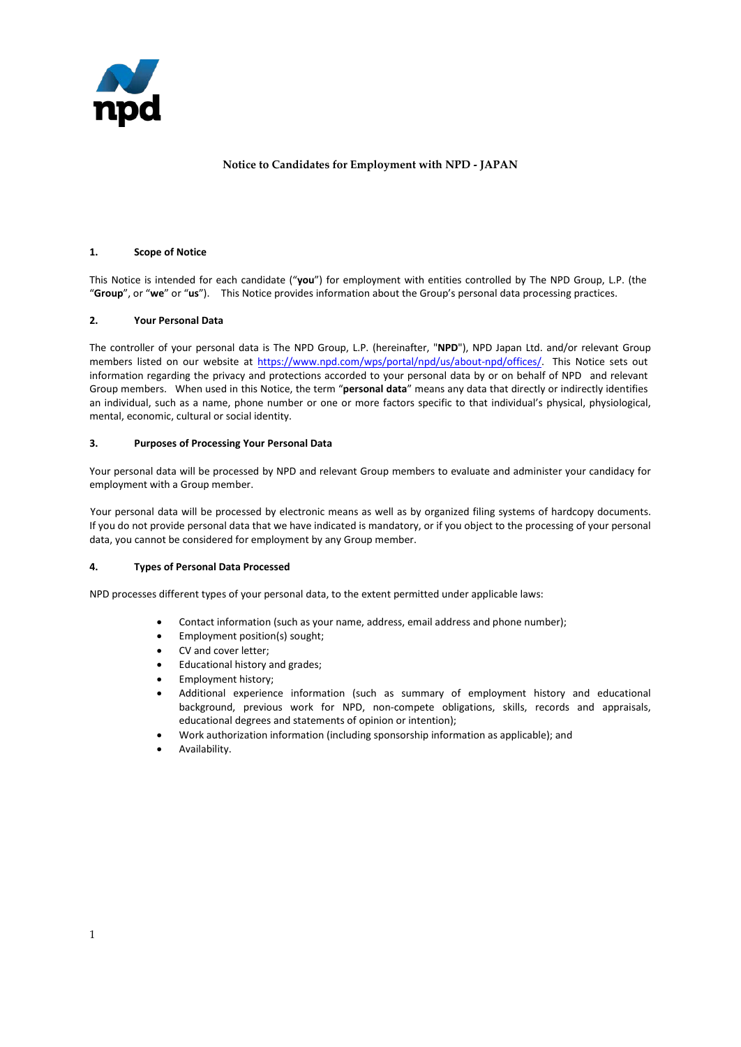# Notice to Candidates for Employment with NPD - JAPAN

## 1. Scope of Notice

This Notice is intended for each candidate ("**you**") for employment with entities controlled by The NPD Group, L.P. (the "**Group**", or "**we**" or "**us**"). This Notice provides information about the Group's personal data processing practices.

## 2. Your Personal Data

The controller of your personal data is The NPD Group, L.P. (hereinafter, "**NPD**"), NPD Japan Ltd. and/or relevant Group members listed on our website at https://www.npd.com/wps/portal/npd/us/about-npd/offices/. This Notice sets out information regarding the privacy and protections accorded to your personal data by or on behalf of NPD and relevant Group members. When used in this Notice, the term "**personal data**" means any data that directly or indirectly identifies an individual, such as a name, phone number or one or more factors specific to that individual's physical, physiological, mental, economic, cultural or social identity.

## 3. Purposes of Processing Your Personal Data

Your personal data will be processed by NPD and relevant Group members to evaluate and administer your candidacy for employment with a Group member.

Your personal data will be processed by electronic means as well as by organized filing systems of hardcopy documents. If you do not provide personal data that we have indicated is mandatory, or if you object to the processing of your personal data, you cannot be considered for employment by any Group member.

## 4. Types of Personal Data Processed

NPD processes different types of your personal data, to the extent permitted under applicable laws:

- Contact information (such as your name, address, email address and phone number);
- Employment position(s) sought;
- CV and cover letter;
- Educational history and grades;
- Employment history;
- Additional experience information (such as summary of employment history and educational background, previous work for NPD, non-compete obligations, skills, records and appraisals, educational degrees and statements of opinion or intention);
- Work authorization information (including sponsorship information as applicable); and
- Availability.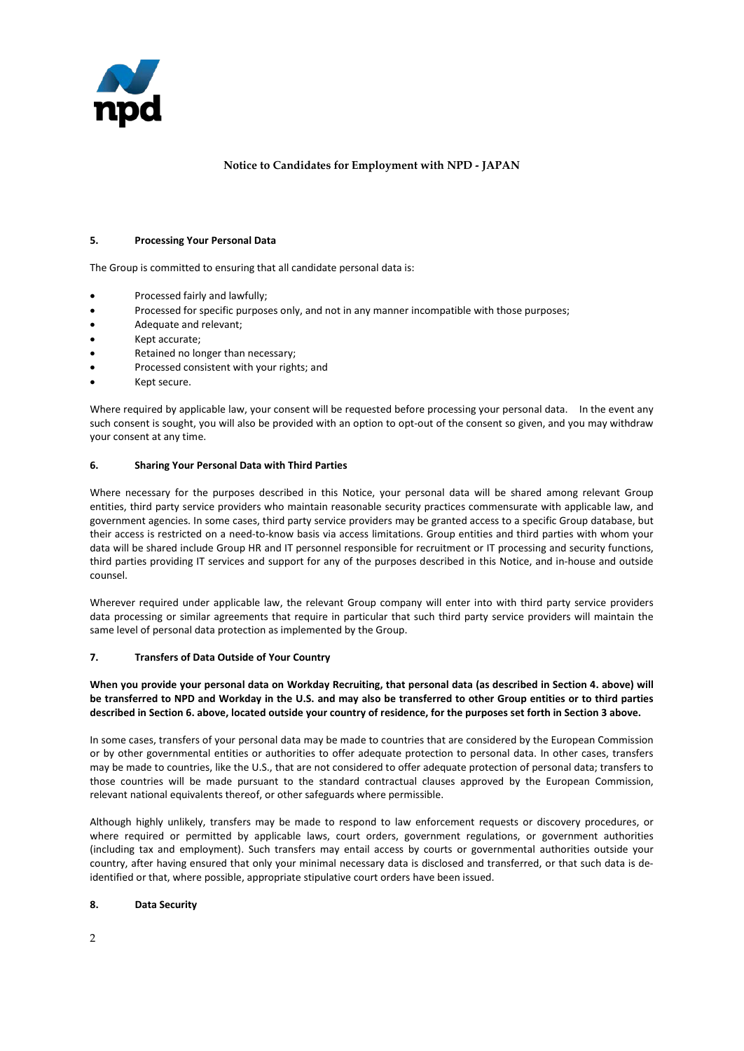**Notice to Candidates for Employment with NPD - JAPAN**

## 5. Processing Your Personal Data

The Group is committed to ensuring that all candidate personal data is:

- Processed fairly and lawfully;
- Processed for specific purposes only, and not in any manner incompatible with those purposes;
- Adequate and relevant;
- Kept accurate;
- Retained no longer than necessary;
- Processed consistent with your rights; and
- Kept secure.

Where required by applicable law, your consent will be requested before processing your personal data. In the event any such consent is sought, you will also be provided with an option to opt-out of the consent so given, and you may withdraw your consent at any time.

## 6. Sharing Your Personal Data with Third Parties

Where necessary for the purposes described in this Notice, your personal data will be shared among relevant Group entities, third party service providers who maintain reasonable security practices commensurate with applicable law, and government agencies. In some cases, third party service providers may be granted access to a specific Group database, but their access is restricted on a need-to-know basis via access limitations. Group entities and third parties with whom your data will be shared include Group HR and IT personnel responsible for recruitment or IT processing and security functions, third parties providing IT services and support for any of the purposes described in this Notice, and in-house and outside counsel.

Wherever required under applicable law, the relevant Group company will enter into with third party service providers data processing or similar agreements that require in particular that such third party service providers will maintain the same level of personal data protection as implemented by the Group.

## 7. Transfers of Data Outside of Your Country

**When you provide your personal data on Workday Recruiting, that personal data (as described in Section 4. above) will be transferred to NPD and Workday in the U.S. and may also be transferred to other Group entities or to third parties described in Section 6. above, located outside your country of residence, for the purposes set forth in Section 3 above.**

In some cases, transfers of your personal data may be made to countries that are considered by the European Commission or by other governmental entities or authorities to offer adequate protection to personal data. In other cases, transfers may be made to countries, like the U.S., that are not considered to offer adequate protection of personal data; transfers to those countries will be made pursuant to the standard contractual clauses approved by the European Commission, relevant national equivalents thereof, or other safeguards where permissible.

Although highly unlikely, transfers may be made to respond to law enforcement requests or discovery procedures, or where required or permitted by applicable laws, court orders, government regulations, or government authorities (including tax and employment). Such transfers may entail access by courts or governmental authorities outside your country, after having ensured that only your minimal necessary data is disclosed and transferred, or that such data is de-identified or that, where possible, appropriate stipulative court orders have been issued.

## 8. Data Security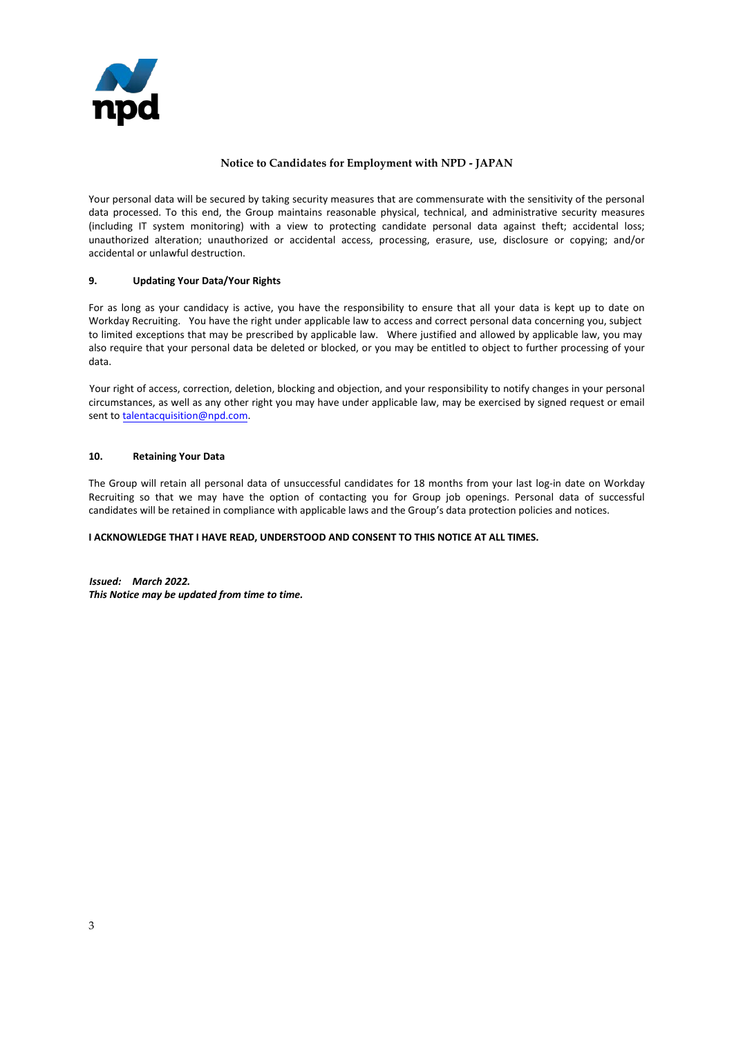**Notice to Candidates for Employment with NPD - JAPAN**

Your personal data will be secured by taking security measures that are commensurate with the sensitivity of the personal data processed. To this end, the Group maintains reasonable physical, technical, and administrative security measures (including IT system monitoring) with a view to protecting candidate personal data against theft; accidental loss; unauthorized alteration; unauthorized or accidental access, processing, erasure, use, disclosure or copying; and/or accidental or unlawful destruction.

**9. Updating Your Data/Your Rights**

For as long as your candidacy is active, you have the responsibility to ensure that all your data is kept up to date on Workday Recruiting. You have the right under applicable law to access and correct personal data concerning you, subject to limited exceptions that may be prescribed by applicable law. Where justified and allowed by applicable law, you may also require that your personal data be deleted or blocked, or you may be entitled to object to further processing of your data.

Your right of access, correction, deletion, blocking and objection, and your responsibility to notify changes in your personal circumstances, as well as any other right you may have under applicable law, may be exercised by signed request or email sent to talentacquisition@npd.com.

**10. Retaining Your Data**

The Group will retain all personal data of unsuccessful candidates for 18 months from your last log-in date on Workday Recruiting so that we may have the option of contacting you for Group job openings. Personal data of successful candidates will be retained in compliance with applicable laws and the Group's data protection policies and notices.

**I ACKNOWLEDGE THAT I HAVE READ, UNDERSTOOD AND CONSENT TO THIS NOTICE AT ALL TIMES.**

***Issued: March 2022.***
***This Notice may be updated from time to time.***